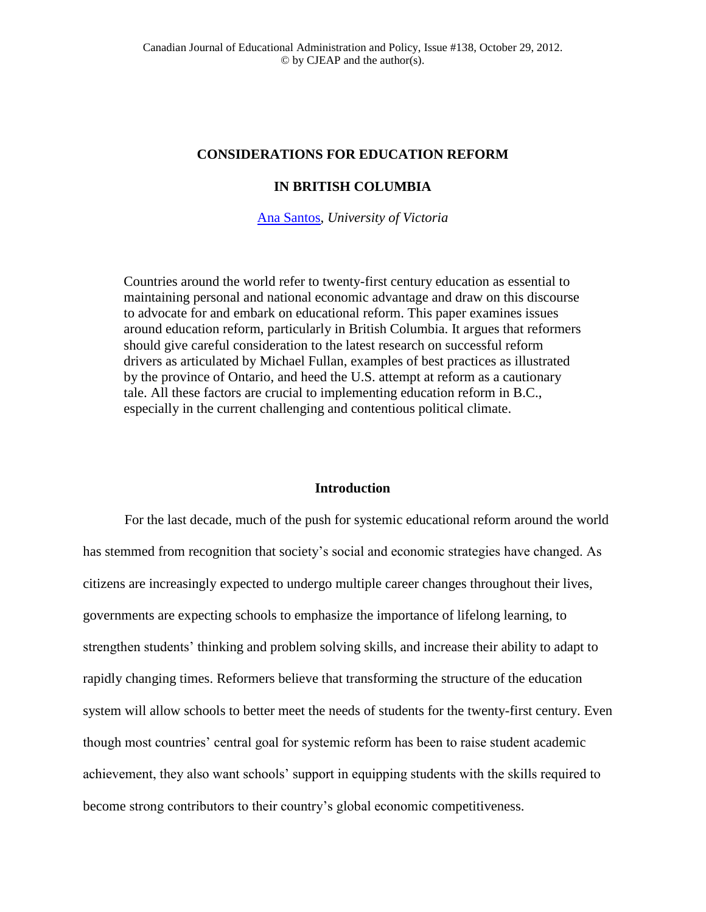# CONSIDERATIONS FOR EDUCATION REFORM IN BRITISH COLUMBIA

Ana Santos, *University of Victoria*

Countries around the world refer to twenty-first century education as essential to maintaining personal and national economic advantage and draw on this discourse to advocate for and embark on educational reform. This paper examines issues around education reform, particularly in British Columbia. It argues that reformers should give careful consideration to the latest research on successful reform drivers as articulated by Michael Fullan, examples of best practices as illustrated by the province of Ontario, and heed the U.S. attempt at reform as a cautionary tale. All these factors are crucial to implementing education reform in B.C., especially in the current challenging and contentious political climate.

## Introduction

For the last decade, much of the push for systemic educational reform around the world has stemmed from recognition that society's social and economic strategies have changed. As citizens are increasingly expected to undergo multiple career changes throughout their lives, governments are expecting schools to emphasize the importance of lifelong learning, to strengthen students' thinking and problem solving skills, and increase their ability to adapt to rapidly changing times. Reformers believe that transforming the structure of the education system will allow schools to better meet the needs of students for the twenty-first century. Even though most countries' central goal for systemic reform has been to raise student academic achievement, they also want schools' support in equipping students with the skills required to become strong contributors to their country's global economic competitiveness.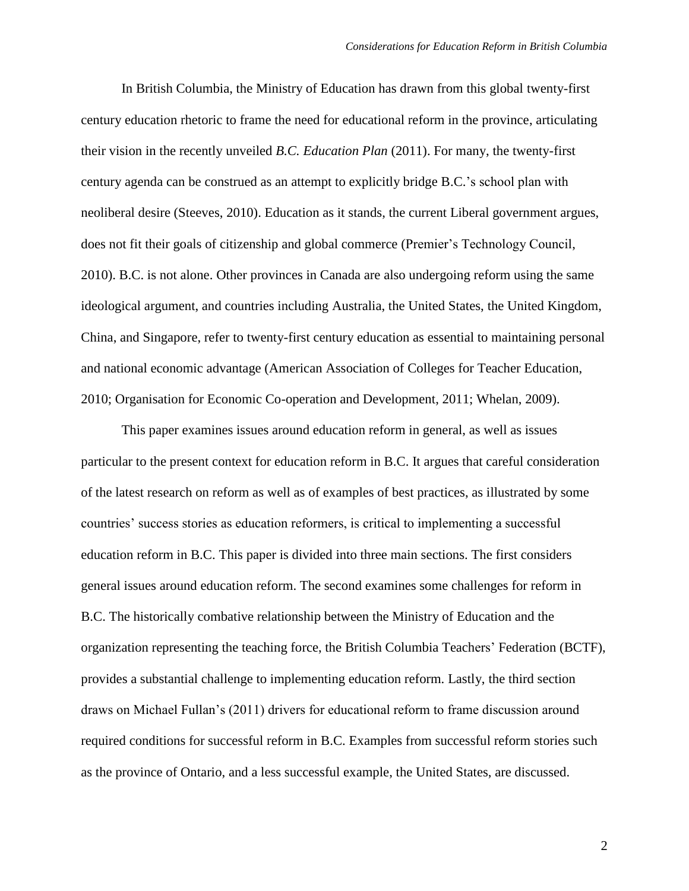In British Columbia, the Ministry of Education has drawn from this global twenty-first century education rhetoric to frame the need for educational reform in the province, articulating their vision in the recently unveiled *B.C. Education Plan* (2011). For many, the twenty-first century agenda can be construed as an attempt to explicitly bridge B.C.'s school plan with neoliberal desire (Steeves, 2010). Education as it stands, the current Liberal government argues, does not fit their goals of citizenship and global commerce (Premier's Technology Council, 2010). B.C. is not alone. Other provinces in Canada are also undergoing reform using the same ideological argument, and countries including Australia, the United States, the United Kingdom, China, and Singapore, refer to twenty-first century education as essential to maintaining personal and national economic advantage (American Association of Colleges for Teacher Education, 2010; Organisation for Economic Co-operation and Development, 2011; Whelan, 2009).

This paper examines issues around education reform in general, as well as issues particular to the present context for education reform in B.C. It argues that careful consideration of the latest research on reform as well as of examples of best practices, as illustrated by some countries' success stories as education reformers, is critical to implementing a successful education reform in B.C. This paper is divided into three main sections. The first considers general issues around education reform. The second examines some challenges for reform in B.C. The historically combative relationship between the Ministry of Education and the organization representing the teaching force, the British Columbia Teachers' Federation (BCTF), provides a substantial challenge to implementing education reform. Lastly, the third section draws on Michael Fullan's (2011) drivers for educational reform to frame discussion around required conditions for successful reform in B.C. Examples from successful reform stories such as the province of Ontario, and a less successful example, the United States, are discussed.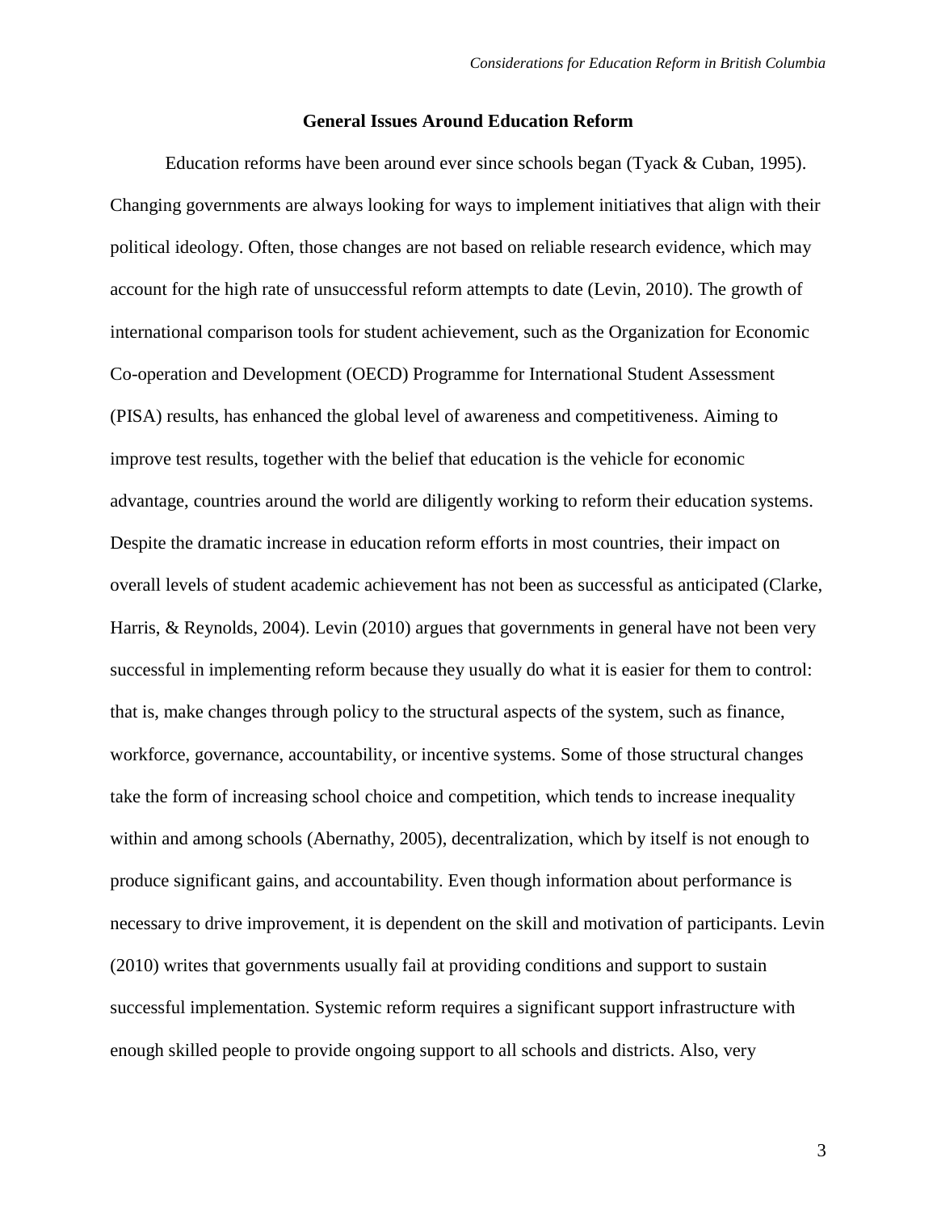## General Issues Around Education Reform

Education reforms have been around ever since schools began (Tyack & Cuban, 1995). Changing governments are always looking for ways to implement initiatives that align with their political ideology. Often, those changes are not based on reliable research evidence, which may account for the high rate of unsuccessful reform attempts to date (Levin, 2010). The growth of international comparison tools for student achievement, such as the Organization for Economic Co-operation and Development (OECD) Programme for International Student Assessment (PISA) results, has enhanced the global level of awareness and competitiveness. Aiming to improve test results, together with the belief that education is the vehicle for economic advantage, countries around the world are diligently working to reform their education systems. Despite the dramatic increase in education reform efforts in most countries, their impact on overall levels of student academic achievement has not been as successful as anticipated (Clarke, Harris, & Reynolds, 2004). Levin (2010) argues that governments in general have not been very successful in implementing reform because they usually do what it is easier for them to control: that is, make changes through policy to the structural aspects of the system, such as finance, workforce, governance, accountability, or incentive systems. Some of those structural changes take the form of increasing school choice and competition, which tends to increase inequality within and among schools (Abernathy, 2005), decentralization, which by itself is not enough to produce significant gains, and accountability. Even though information about performance is necessary to drive improvement, it is dependent on the skill and motivation of participants. Levin (2010) writes that governments usually fail at providing conditions and support to sustain successful implementation. Systemic reform requires a significant support infrastructure with enough skilled people to provide ongoing support to all schools and districts. Also, very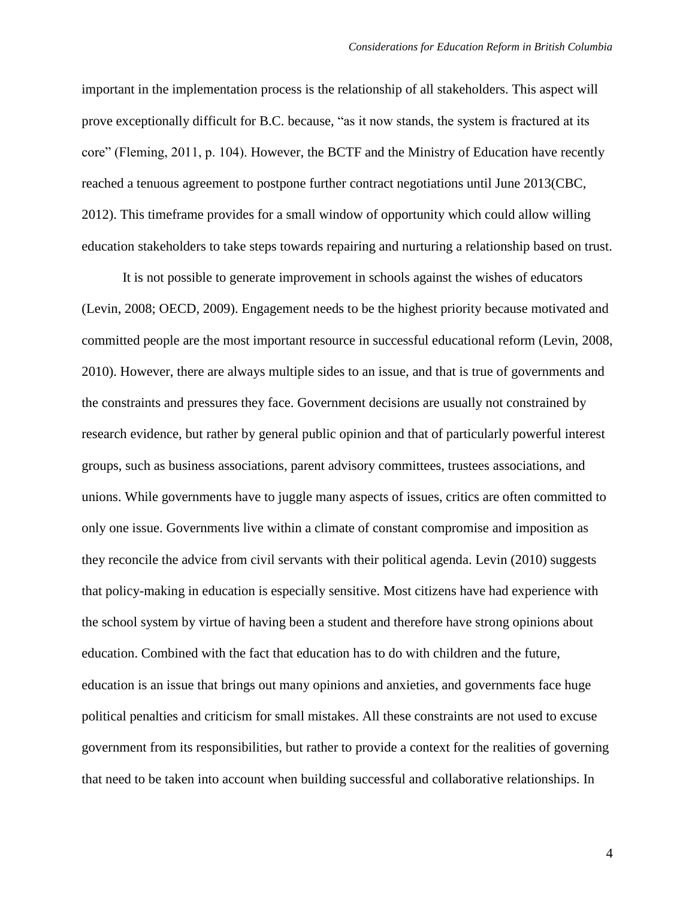important in the implementation process is the relationship of all stakeholders. This aspect will prove exceptionally difficult for B.C. because, "as it now stands, the system is fractured at its core" (Fleming, 2011, p. 104). However, the BCTF and the Ministry of Education have recently reached a tenuous agreement to postpone further contract negotiations until June 2013(CBC, 2012). This timeframe provides for a small window of opportunity which could allow willing education stakeholders to take steps towards repairing and nurturing a relationship based on trust.

It is not possible to generate improvement in schools against the wishes of educators (Levin, 2008; OECD, 2009). Engagement needs to be the highest priority because motivated and committed people are the most important resource in successful educational reform (Levin, 2008, 2010). However, there are always multiple sides to an issue, and that is true of governments and the constraints and pressures they face. Government decisions are usually not constrained by research evidence, but rather by general public opinion and that of particularly powerful interest groups, such as business associations, parent advisory committees, trustees associations, and unions. While governments have to juggle many aspects of issues, critics are often committed to only one issue. Governments live within a climate of constant compromise and imposition as they reconcile the advice from civil servants with their political agenda. Levin (2010) suggests that policy-making in education is especially sensitive. Most citizens have had experience with the school system by virtue of having been a student and therefore have strong opinions about education. Combined with the fact that education has to do with children and the future, education is an issue that brings out many opinions and anxieties, and governments face huge political penalties and criticism for small mistakes. All these constraints are not used to excuse government from its responsibilities, but rather to provide a context for the realities of governing that need to be taken into account when building successful and collaborative relationships. In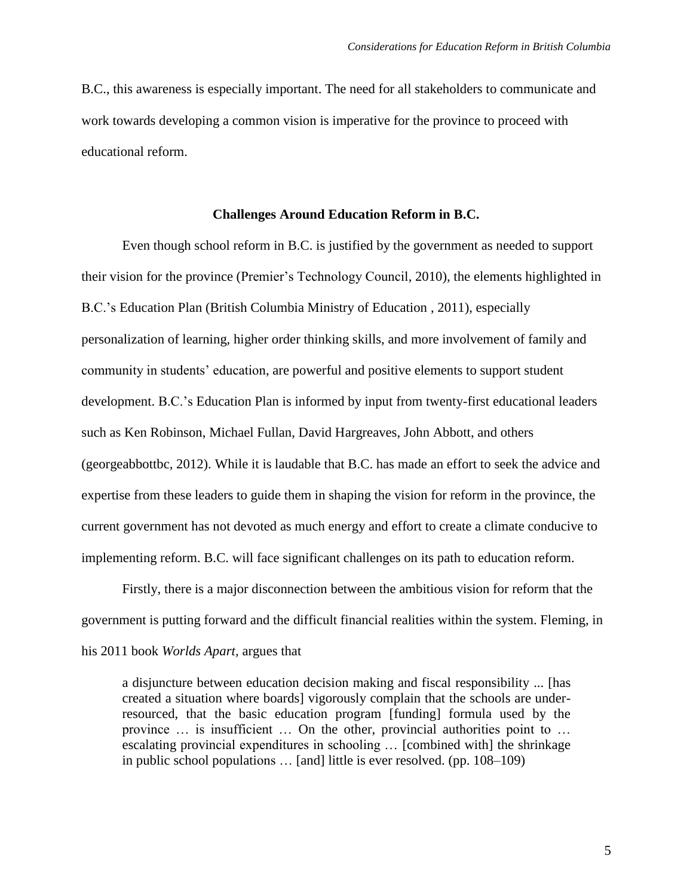B.C., this awareness is especially important. The need for all stakeholders to communicate and work towards developing a common vision is imperative for the province to proceed with educational reform.

## Challenges Around Education Reform in B.C.

Even though school reform in B.C. is justified by the government as needed to support their vision for the province (Premier's Technology Council, 2010), the elements highlighted in B.C.'s Education Plan (British Columbia Ministry of Education , 2011), especially personalization of learning, higher order thinking skills, and more involvement of family and community in students' education, are powerful and positive elements to support student development. B.C.'s Education Plan is informed by input from twenty-first educational leaders such as Ken Robinson, Michael Fullan, David Hargreaves, John Abbott, and others (georgeabbottbc, 2012). While it is laudable that B.C. has made an effort to seek the advice and expertise from these leaders to guide them in shaping the vision for reform in the province, the current government has not devoted as much energy and effort to create a climate conducive to implementing reform. B.C. will face significant challenges on its path to education reform.

Firstly, there is a major disconnection between the ambitious vision for reform that the government is putting forward and the difficult financial realities within the system. Fleming, in his 2011 book *Worlds Apart,* argues that

> a disjuncture between education decision making and fiscal responsibility ... [has created a situation where boards] vigorously complain that the schools are under-resourced, that the basic education program [funding] formula used by the province … is insufficient … On the other, provincial authorities point to … escalating provincial expenditures in schooling … [combined with] the shrinkage in public school populations … [and] little is ever resolved. (pp. 108–109)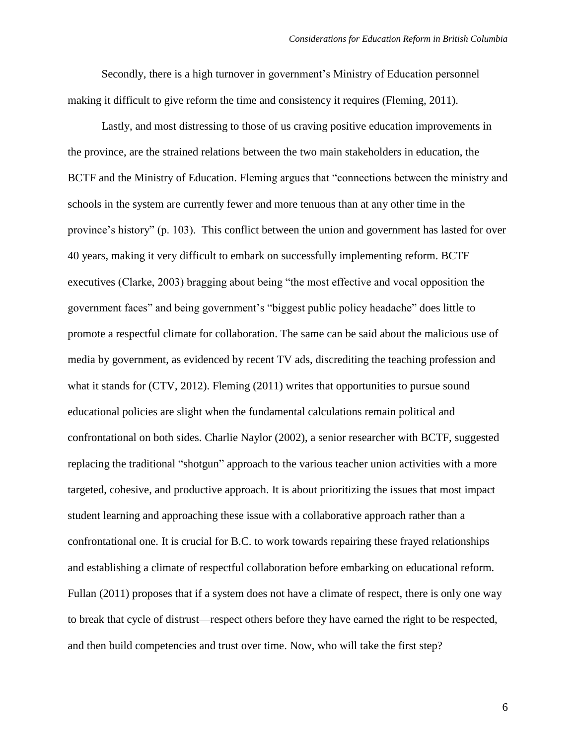Secondly, there is a high turnover in government's Ministry of Education personnel making it difficult to give reform the time and consistency it requires (Fleming, 2011).

Lastly, and most distressing to those of us craving positive education improvements in the province, are the strained relations between the two main stakeholders in education, the BCTF and the Ministry of Education. Fleming argues that "connections between the ministry and schools in the system are currently fewer and more tenuous than at any other time in the province's history" (p. 103). This conflict between the union and government has lasted for over 40 years, making it very difficult to embark on successfully implementing reform. BCTF executives (Clarke, 2003) bragging about being "the most effective and vocal opposition the government faces" and being government's "biggest public policy headache" does little to promote a respectful climate for collaboration. The same can be said about the malicious use of media by government, as evidenced by recent TV ads, discrediting the teaching profession and what it stands for (CTV, 2012). Fleming (2011) writes that opportunities to pursue sound educational policies are slight when the fundamental calculations remain political and confrontational on both sides. Charlie Naylor (2002), a senior researcher with BCTF, suggested replacing the traditional "shotgun" approach to the various teacher union activities with a more targeted, cohesive, and productive approach. It is about prioritizing the issues that most impact student learning and approaching these issue with a collaborative approach rather than a confrontational one. It is crucial for B.C. to work towards repairing these frayed relationships and establishing a climate of respectful collaboration before embarking on educational reform. Fullan (2011) proposes that if a system does not have a climate of respect, there is only one way to break that cycle of distrust—respect others before they have earned the right to be respected, and then build competencies and trust over time. Now, who will take the first step?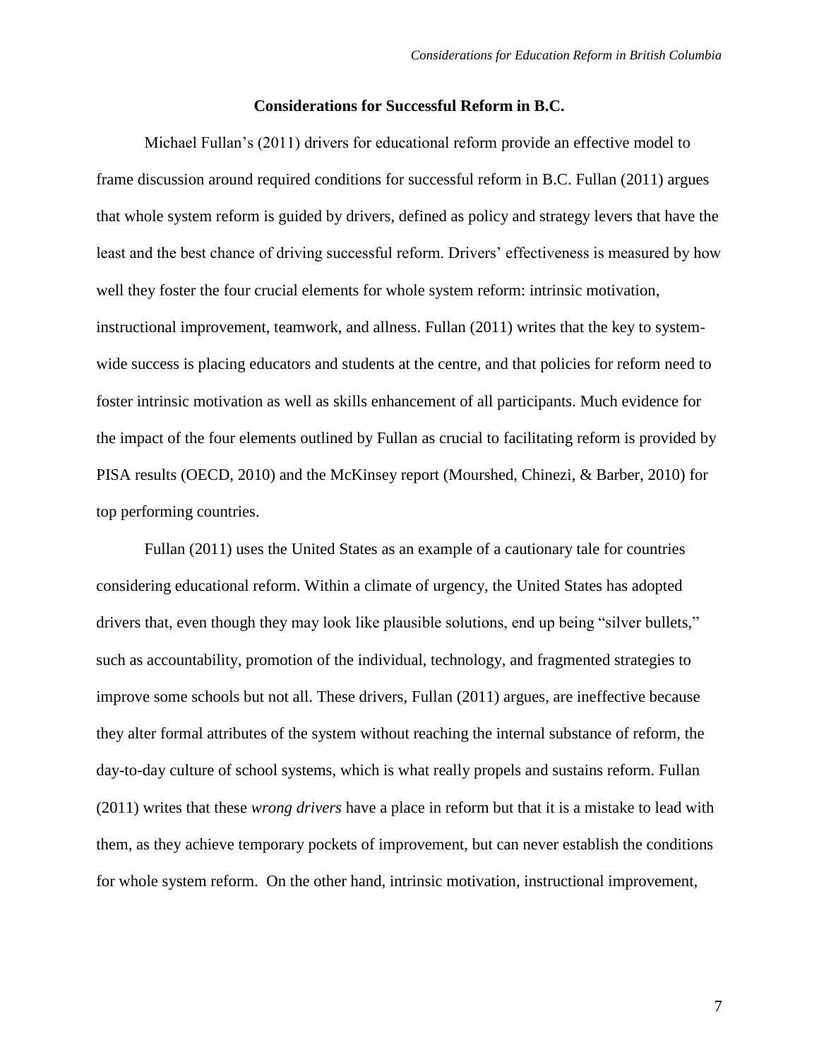## Considerations for Successful Reform in B.C.

Michael Fullan's (2011) drivers for educational reform provide an effective model to frame discussion around required conditions for successful reform in B.C. Fullan (2011) argues that whole system reform is guided by drivers, defined as policy and strategy levers that have the least and the best chance of driving successful reform. Drivers' effectiveness is measured by how well they foster the four crucial elements for whole system reform: intrinsic motivation, instructional improvement, teamwork, and allness. Fullan (2011) writes that the key to system-wide success is placing educators and students at the centre, and that policies for reform need to foster intrinsic motivation as well as skills enhancement of all participants. Much evidence for the impact of the four elements outlined by Fullan as crucial to facilitating reform is provided by PISA results (OECD, 2010) and the McKinsey report (Mourshed, Chinezi, & Barber, 2010) for top performing countries.

Fullan (2011) uses the United States as an example of a cautionary tale for countries considering educational reform. Within a climate of urgency, the United States has adopted drivers that, even though they may look like plausible solutions, end up being "silver bullets," such as accountability, promotion of the individual, technology, and fragmented strategies to improve some schools but not all. These drivers, Fullan (2011) argues, are ineffective because they alter formal attributes of the system without reaching the internal substance of reform, the day-to-day culture of school systems, which is what really propels and sustains reform. Fullan (2011) writes that these *wrong drivers* have a place in reform but that it is a mistake to lead with them, as they achieve temporary pockets of improvement, but can never establish the conditions for whole system reform. On the other hand, intrinsic motivation, instructional improvement,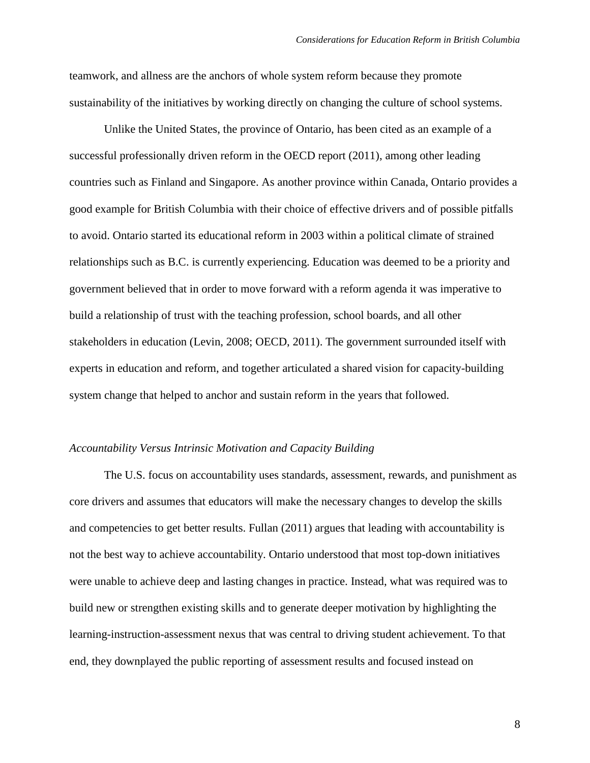teamwork, and allness are the anchors of whole system reform because they promote sustainability of the initiatives by working directly on changing the culture of school systems.

Unlike the United States, the province of Ontario, has been cited as an example of a successful professionally driven reform in the OECD report (2011), among other leading countries such as Finland and Singapore. As another province within Canada, Ontario provides a good example for British Columbia with their choice of effective drivers and of possible pitfalls to avoid. Ontario started its educational reform in 2003 within a political climate of strained relationships such as B.C. is currently experiencing. Education was deemed to be a priority and government believed that in order to move forward with a reform agenda it was imperative to build a relationship of trust with the teaching profession, school boards, and all other stakeholders in education (Levin, 2008; OECD, 2011). The government surrounded itself with experts in education and reform, and together articulated a shared vision for capacity-building system change that helped to anchor and sustain reform in the years that followed.

*Accountability Versus Intrinsic Motivation and Capacity Building*

The U.S. focus on accountability uses standards, assessment, rewards, and punishment as core drivers and assumes that educators will make the necessary changes to develop the skills and competencies to get better results. Fullan (2011) argues that leading with accountability is not the best way to achieve accountability. Ontario understood that most top-down initiatives were unable to achieve deep and lasting changes in practice. Instead, what was required was to build new or strengthen existing skills and to generate deeper motivation by highlighting the learning-instruction-assessment nexus that was central to driving student achievement. To that end, they downplayed the public reporting of assessment results and focused instead on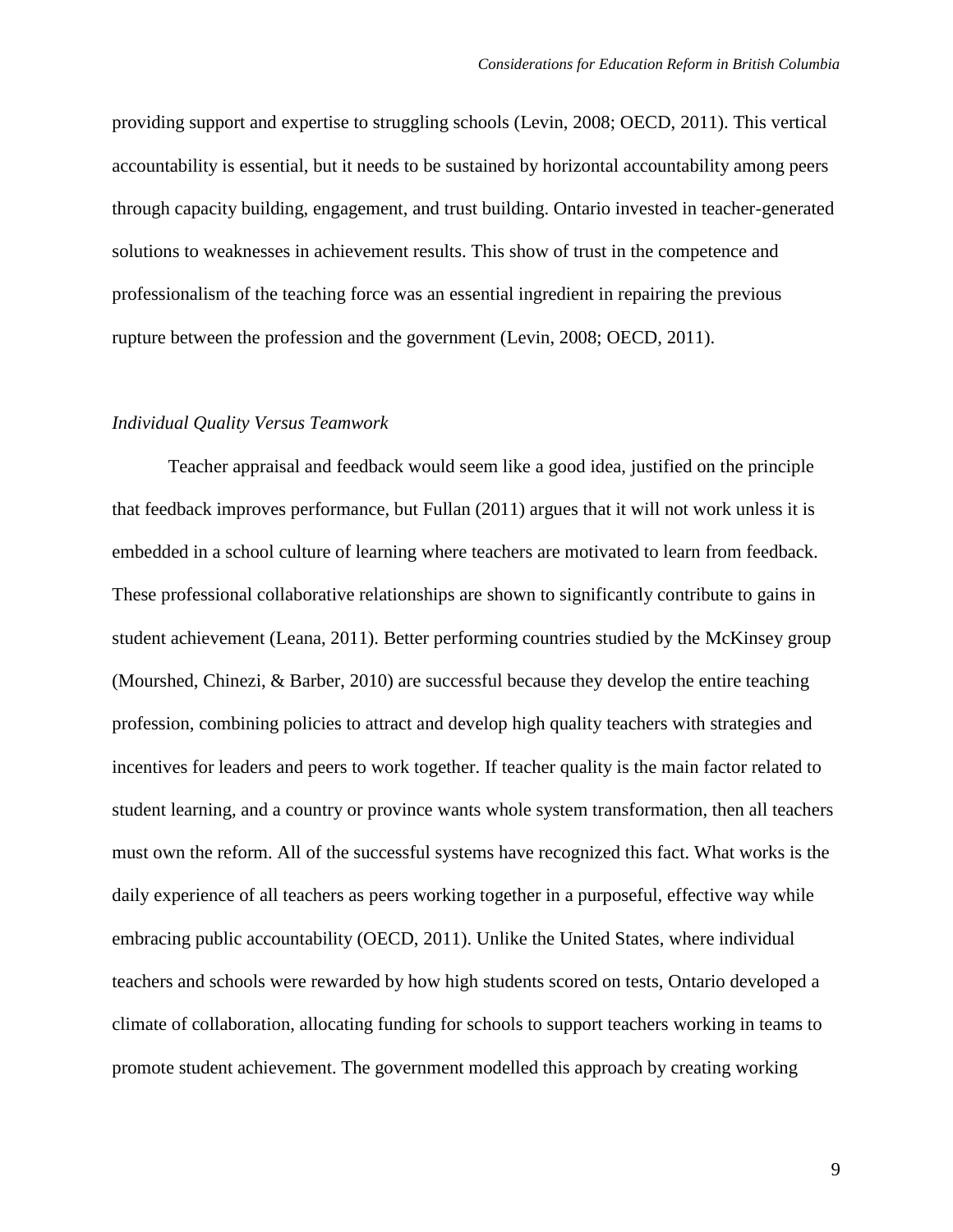providing support and expertise to struggling schools (Levin, 2008; OECD, 2011). This vertical accountability is essential, but it needs to be sustained by horizontal accountability among peers through capacity building, engagement, and trust building. Ontario invested in teacher-generated solutions to weaknesses in achievement results. This show of trust in the competence and professionalism of the teaching force was an essential ingredient in repairing the previous rupture between the profession and the government (Levin, 2008; OECD, 2011).

### *Individual Quality Versus Teamwork*

Teacher appraisal and feedback would seem like a good idea, justified on the principle that feedback improves performance, but Fullan (2011) argues that it will not work unless it is embedded in a school culture of learning where teachers are motivated to learn from feedback. These professional collaborative relationships are shown to significantly contribute to gains in student achievement (Leana, 2011). Better performing countries studied by the McKinsey group (Mourshed, Chinezi, & Barber, 2010) are successful because they develop the entire teaching profession, combining policies to attract and develop high quality teachers with strategies and incentives for leaders and peers to work together. If teacher quality is the main factor related to student learning, and a country or province wants whole system transformation, then all teachers must own the reform. All of the successful systems have recognized this fact. What works is the daily experience of all teachers as peers working together in a purposeful, effective way while embracing public accountability (OECD, 2011). Unlike the United States, where individual teachers and schools were rewarded by how high students scored on tests, Ontario developed a climate of collaboration, allocating funding for schools to support teachers working in teams to promote student achievement. The government modelled this approach by creating working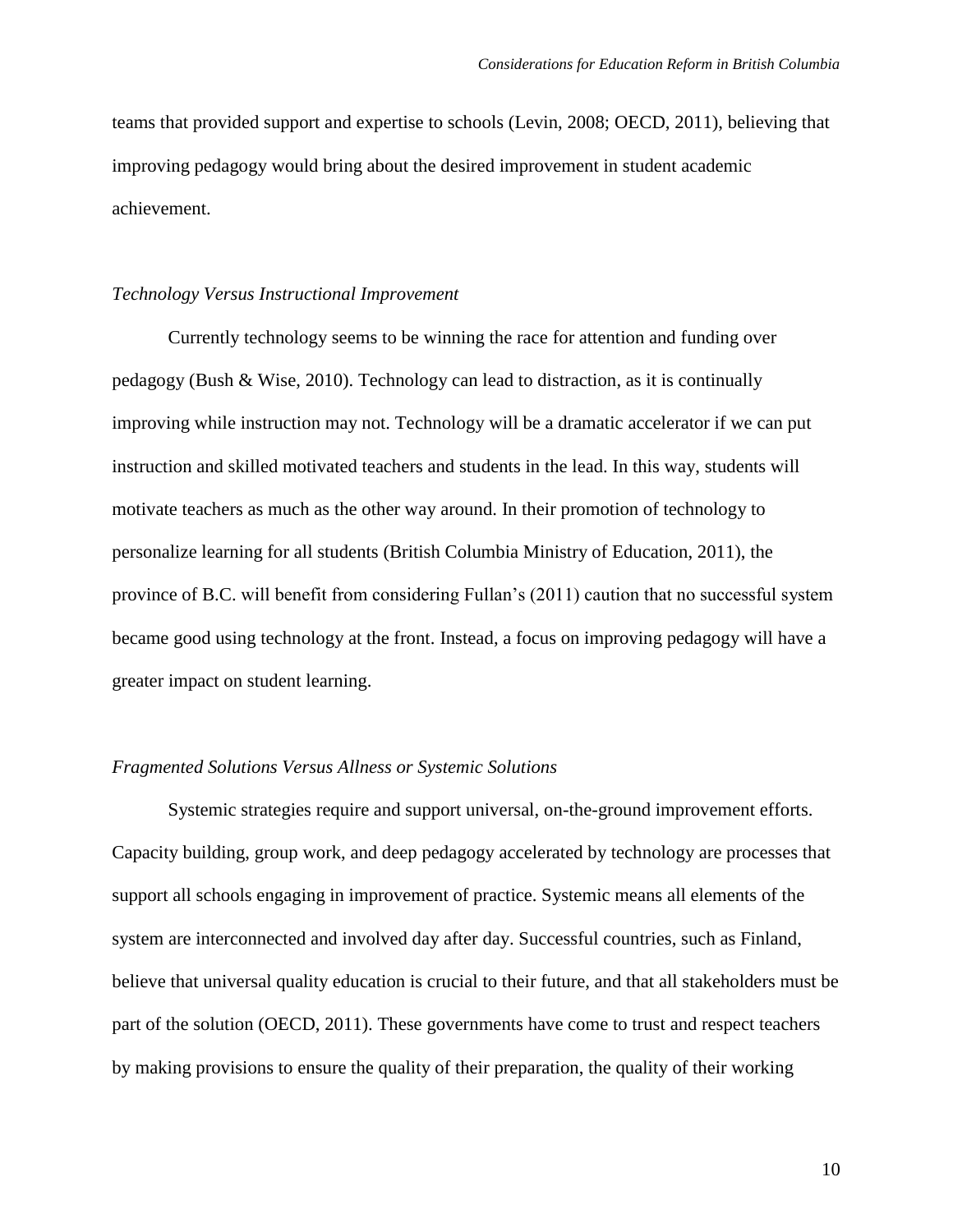teams that provided support and expertise to schools (Levin, 2008; OECD, 2011), believing that improving pedagogy would bring about the desired improvement in student academic achievement.

*Technology Versus Instructional Improvement*

Currently technology seems to be winning the race for attention and funding over pedagogy (Bush & Wise, 2010). Technology can lead to distraction, as it is continually improving while instruction may not. Technology will be a dramatic accelerator if we can put instruction and skilled motivated teachers and students in the lead. In this way, students will motivate teachers as much as the other way around. In their promotion of technology to personalize learning for all students (British Columbia Ministry of Education, 2011), the province of B.C. will benefit from considering Fullan's (2011) caution that no successful system became good using technology at the front. Instead, a focus on improving pedagogy will have a greater impact on student learning.

*Fragmented Solutions Versus Allness or Systemic Solutions*

Systemic strategies require and support universal, on-the-ground improvement efforts. Capacity building, group work, and deep pedagogy accelerated by technology are processes that support all schools engaging in improvement of practice. Systemic means all elements of the system are interconnected and involved day after day. Successful countries, such as Finland, believe that universal quality education is crucial to their future, and that all stakeholders must be part of the solution (OECD, 2011). These governments have come to trust and respect teachers by making provisions to ensure the quality of their preparation, the quality of their working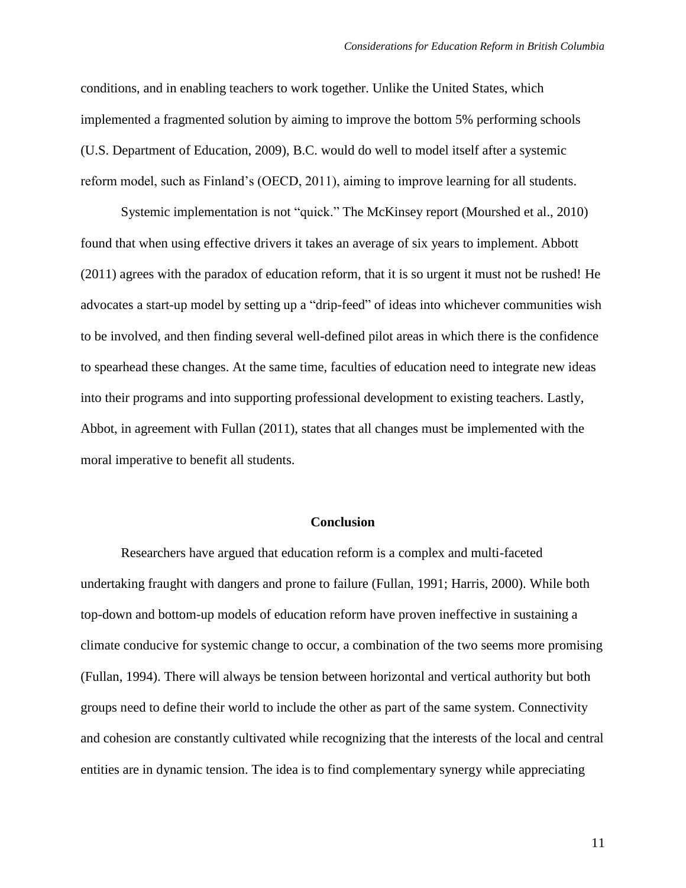conditions, and in enabling teachers to work together. Unlike the United States, which implemented a fragmented solution by aiming to improve the bottom 5% performing schools (U.S. Department of Education, 2009), B.C. would do well to model itself after a systemic reform model, such as Finland's (OECD, 2011), aiming to improve learning for all students.

Systemic implementation is not "quick." The McKinsey report (Mourshed et al., 2010) found that when using effective drivers it takes an average of six years to implement. Abbott (2011) agrees with the paradox of education reform, that it is so urgent it must not be rushed! He advocates a start-up model by setting up a "drip-feed" of ideas into whichever communities wish to be involved, and then finding several well-defined pilot areas in which there is the confidence to spearhead these changes. At the same time, faculties of education need to integrate new ideas into their programs and into supporting professional development to existing teachers. Lastly, Abbot, in agreement with Fullan (2011), states that all changes must be implemented with the moral imperative to benefit all students.

## Conclusion

Researchers have argued that education reform is a complex and multi-faceted undertaking fraught with dangers and prone to failure (Fullan, 1991; Harris, 2000). While both top-down and bottom-up models of education reform have proven ineffective in sustaining a climate conducive for systemic change to occur, a combination of the two seems more promising (Fullan, 1994). There will always be tension between horizontal and vertical authority but both groups need to define their world to include the other as part of the same system. Connectivity and cohesion are constantly cultivated while recognizing that the interests of the local and central entities are in dynamic tension. The idea is to find complementary synergy while appreciating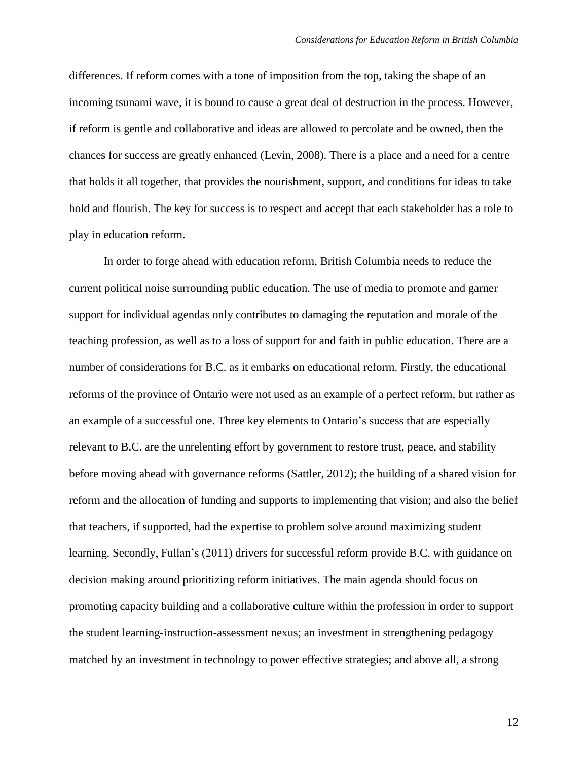differences. If reform comes with a tone of imposition from the top, taking the shape of an incoming tsunami wave, it is bound to cause a great deal of destruction in the process. However, if reform is gentle and collaborative and ideas are allowed to percolate and be owned, then the chances for success are greatly enhanced (Levin, 2008). There is a place and a need for a centre that holds it all together, that provides the nourishment, support, and conditions for ideas to take hold and flourish. The key for success is to respect and accept that each stakeholder has a role to play in education reform.

In order to forge ahead with education reform, British Columbia needs to reduce the current political noise surrounding public education. The use of media to promote and garner support for individual agendas only contributes to damaging the reputation and morale of the teaching profession, as well as to a loss of support for and faith in public education. There are a number of considerations for B.C. as it embarks on educational reform. Firstly, the educational reforms of the province of Ontario were not used as an example of a perfect reform, but rather as an example of a successful one. Three key elements to Ontario's success that are especially relevant to B.C. are the unrelenting effort by government to restore trust, peace, and stability before moving ahead with governance reforms (Sattler, 2012); the building of a shared vision for reform and the allocation of funding and supports to implementing that vision; and also the belief that teachers, if supported, had the expertise to problem solve around maximizing student learning. Secondly, Fullan's (2011) drivers for successful reform provide B.C. with guidance on decision making around prioritizing reform initiatives. The main agenda should focus on promoting capacity building and a collaborative culture within the profession in order to support the student learning-instruction-assessment nexus; an investment in strengthening pedagogy matched by an investment in technology to power effective strategies; and above all, a strong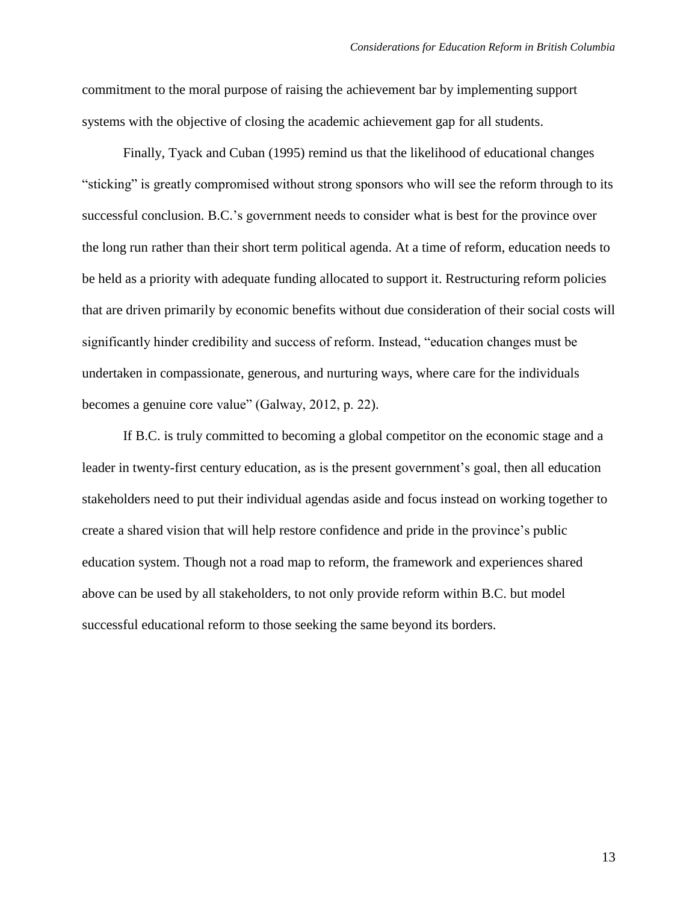commitment to the moral purpose of raising the achievement bar by implementing support systems with the objective of closing the academic achievement gap for all students.

Finally, Tyack and Cuban (1995) remind us that the likelihood of educational changes "sticking" is greatly compromised without strong sponsors who will see the reform through to its successful conclusion. B.C.'s government needs to consider what is best for the province over the long run rather than their short term political agenda. At a time of reform, education needs to be held as a priority with adequate funding allocated to support it. Restructuring reform policies that are driven primarily by economic benefits without due consideration of their social costs will significantly hinder credibility and success of reform. Instead, "education changes must be undertaken in compassionate, generous, and nurturing ways, where care for the individuals becomes a genuine core value" (Galway, 2012, p. 22).

If B.C. is truly committed to becoming a global competitor on the economic stage and a leader in twenty-first century education, as is the present government's goal, then all education stakeholders need to put their individual agendas aside and focus instead on working together to create a shared vision that will help restore confidence and pride in the province's public education system. Though not a road map to reform, the framework and experiences shared above can be used by all stakeholders, to not only provide reform within B.C. but model successful educational reform to those seeking the same beyond its borders.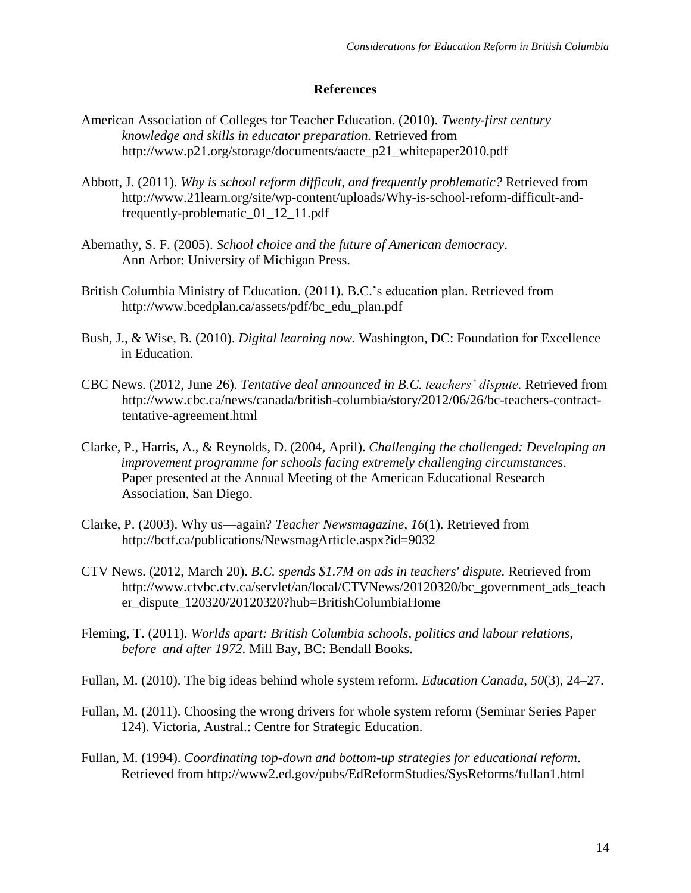## References

American Association of Colleges for Teacher Education. (2010). *Twenty-first century knowledge and skills in educator preparation.* Retrieved from http://www.p21.org/storage/documents/aacte_p21_whitepaper2010.pdf

Abbott, J. (2011). *Why is school reform difficult, and frequently problematic?* Retrieved from http://www.21learn.org/site/wp-content/uploads/Why-is-school-reform-difficult-and-frequently-problematic_01_12_11.pdf

Abernathy, S. F. (2005). *School choice and the future of American democracy*. Ann Arbor: University of Michigan Press.

British Columbia Ministry of Education. (2011). B.C.'s education plan. Retrieved from http://www.bcedplan.ca/assets/pdf/bc_edu_plan.pdf

Bush, J., & Wise, B. (2010). *Digital learning now.* Washington, DC: Foundation for Excellence in Education.

CBC News. (2012, June 26). *Tentative deal announced in B.C. teachers' dispute.* Retrieved from http://www.cbc.ca/news/canada/british-columbia/story/2012/06/26/bc-teachers-contract-tentative-agreement.html

Clarke, P., Harris, A., & Reynolds, D. (2004, April). *Challenging the challenged: Developing an improvement programme for schools facing extremely challenging circumstances*. Paper presented at the Annual Meeting of the American Educational Research Association, San Diego.

Clarke, P. (2003). Why us—again? *Teacher Newsmagazine*, *16*(1). Retrieved from http://bctf.ca/publications/NewsmagArticle.aspx?id=9032

CTV News. (2012, March 20). *B.C. spends $1.7M on ads in teachers' dispute.* Retrieved from http://www.ctvbc.ctv.ca/servlet/an/local/CTVNews/20120320/bc_government_ads_teacher_dispute_120320/20120320?hub=BritishColumbiaHome

Fleming, T. (2011). *Worlds apart: British Columbia schools, politics and labour relations, before and after 1972*. Mill Bay, BC: Bendall Books.

Fullan, M. (2010). The big ideas behind whole system reform. *Education Canada*, *50*(3), 24–27.

Fullan, M. (2011). Choosing the wrong drivers for whole system reform (Seminar Series Paper 124). Victoria, Austral.: Centre for Strategic Education.

Fullan, M. (1994). *Coordinating top-down and bottom-up strategies for educational reform*. Retrieved from http://www2.ed.gov/pubs/EdReformStudies/SysReforms/fullan1.html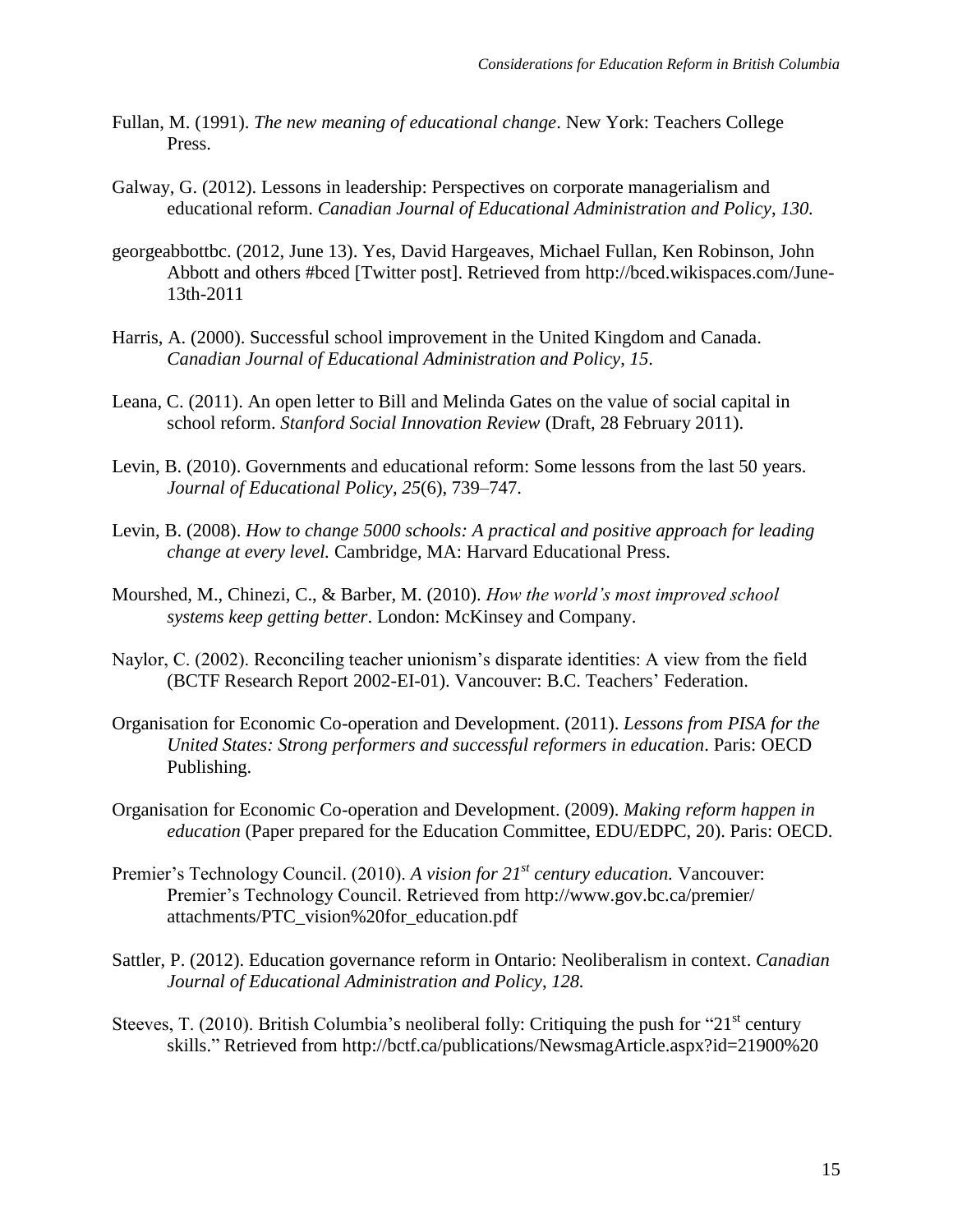Fullan, M. (1991). *The new meaning of educational change*. New York: Teachers College Press.

Galway, G. (2012). Lessons in leadership: Perspectives on corporate managerialism and educational reform. *Canadian Journal of Educational Administration and Policy*, *130.*

georgeabbottbc. (2012, June 13). Yes, David Hargeaves, Michael Fullan, Ken Robinson, John Abbott and others #bced [Twitter post]. Retrieved from http://bced.wikispaces.com/June-13th-2011

Harris, A. (2000). Successful school improvement in the United Kingdom and Canada. *Canadian Journal of Educational Administration and Policy*, *15*.

Leana, C. (2011). An open letter to Bill and Melinda Gates on the value of social capital in school reform. *Stanford Social Innovation Review* (Draft, 28 February 2011).

Levin, B. (2010). Governments and educational reform: Some lessons from the last 50 years. *Journal of Educational Policy*, *25*(6), 739–747.

Levin, B. (2008). *How to change 5000 schools: A practical and positive approach for leading change at every level.* Cambridge, MA: Harvard Educational Press.

Mourshed, M., Chinezi, C., & Barber, M. (2010). *How the world's most improved school systems keep getting better*. London: McKinsey and Company.

Naylor, C. (2002). Reconciling teacher unionism's disparate identities: A view from the field (BCTF Research Report 2002-EI-01). Vancouver: B.C. Teachers' Federation.

Organisation for Economic Co-operation and Development. (2011). *Lessons from PISA for the United States: Strong performers and successful reformers in education*. Paris: OECD Publishing.

Organisation for Economic Co-operation and Development. (2009). *Making reform happen in education* (Paper prepared for the Education Committee, EDU/EDPC, 20). Paris: OECD.

Premier's Technology Council. (2010). *A vision for 21st century education.* Vancouver: Premier's Technology Council. Retrieved from http://www.gov.bc.ca/premier/attachments/PTC_vision%20for_education.pdf

Sattler, P. (2012). Education governance reform in Ontario: Neoliberalism in context. *Canadian Journal of Educational Administration and Policy*, *128.*

Steeves, T. (2010). British Columbia's neoliberal folly: Critiquing the push for "21st century skills." Retrieved from http://bctf.ca/publications/NewsmagArticle.aspx?id=21900%20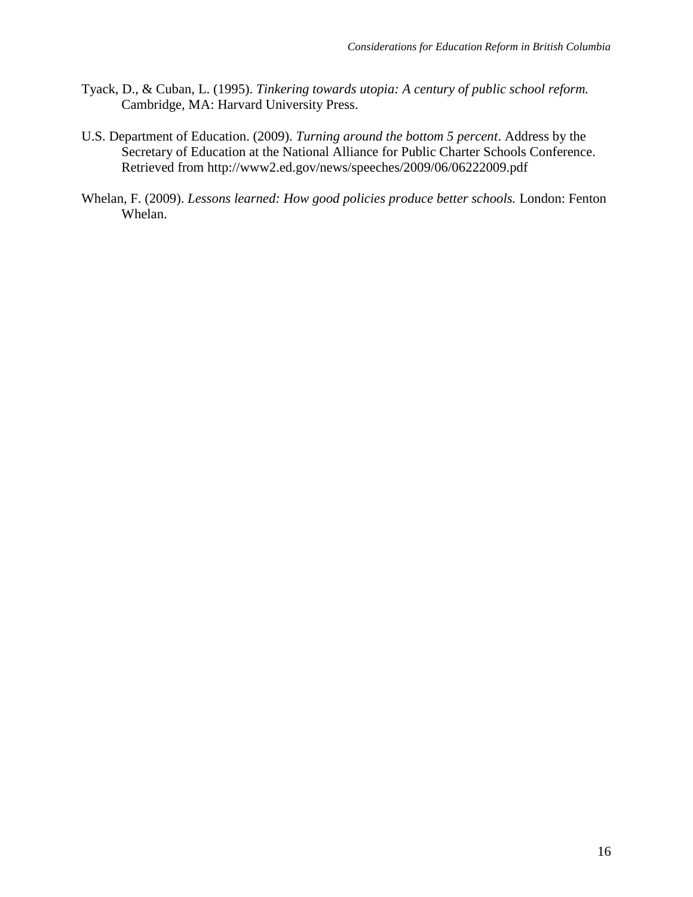Tyack, D., & Cuban, L. (1995). *Tinkering towards utopia: A century of public school reform.* Cambridge, MA: Harvard University Press.

U.S. Department of Education. (2009). *Turning around the bottom 5 percent*. Address by the Secretary of Education at the National Alliance for Public Charter Schools Conference. Retrieved from http://www2.ed.gov/news/speeches/2009/06/06222009.pdf

Whelan, F. (2009). *Lessons learned: How good policies produce better schools.* London: Fenton Whelan.